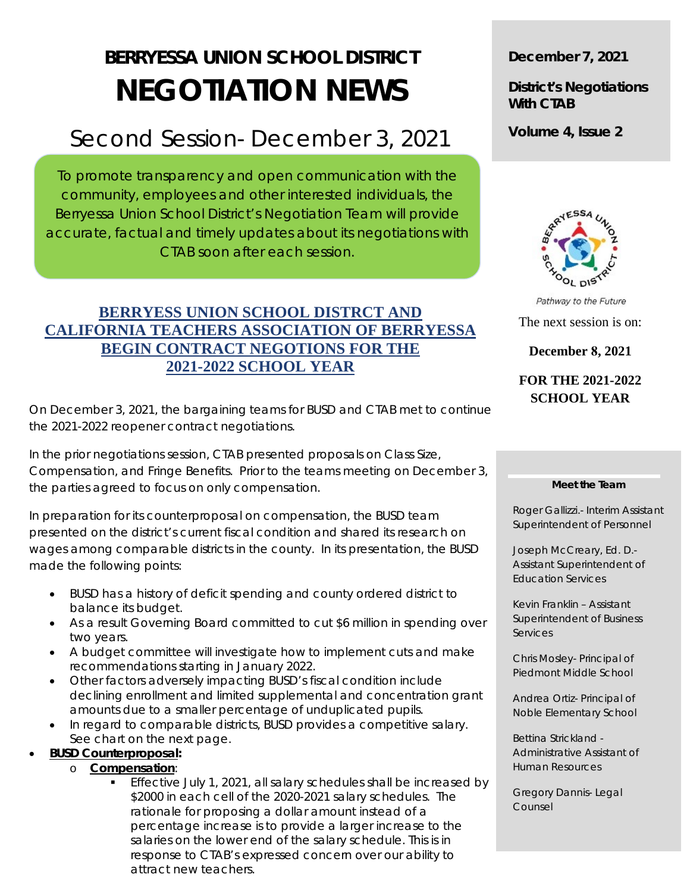# BERRYESSA UNION SCHOOL DISTRICT
# NEGOTIATION NEWS

## Second Session- December 3, 2021

To promote transparency and open communication with the community, employees and other interested individuals, the Berryessa Union School District's Negotiation Team will provide accurate, factual and timely updates about its negotiations with CTAB soon after each session.

**December 7, 2021**

**District's Negotiations With CTAB**

**Volume 4, Issue 2**

*Pathway to the Future*

The next session is on:

**December 8, 2021**

**FOR THE 2021-2022 SCHOOL YEAR**

### BERRYESS UNION SCHOOL DISTRCT AND CALIFORNIA TEACHERS ASSOCIATION OF BERRYESSA BEGIN CONTRACT NEGOTIONS FOR THE 2021-2022 SCHOOL YEAR

On December 3, 2021, the bargaining teams for BUSD and CTAB met to continue the 2021-2022 reopener contract negotiations.

In the prior negotiations session, CTAB presented proposals on Class Size, Compensation, and Fringe Benefits. Prior to the teams meeting on December 3, the parties agreed to focus on only compensation.

In preparation for its counterproposal on compensation, the BUSD team presented on the district's current fiscal condition and shared its research on wages among comparable districts in the county. In its presentation, the BUSD made the following points:

- BUSD has a history of deficit spending and county ordered district to balance its budget.
- As a result Governing Board committed to cut $6 million in spending over two years.
- A budget committee will investigate how to implement cuts and make recommendations starting in January 2022.
- Other factors adversely impacting BUSD's fiscal condition include declining enrollment and limited supplemental and concentration grant amounts due to a smaller percentage of unduplicated pupils.
- In regard to comparable districts, BUSD provides a competitive salary. See chart on the next page.
- **BUSD Counterproposal:**
  - **Compensation**:
    - Effective July 1, 2021, all salary schedules shall be increased by $2000 in each cell of the 2020-2021 salary schedules. The rationale for proposing a dollar amount instead of a percentage increase is to provide a larger increase to the salaries on the lower end of the salary schedule. This is in response to CTAB's expressed concern over our ability to attract new teachers.

**Meet the Team**

Roger Gallizzi.- Interim Assistant Superintendent of Personnel

Joseph McCreary, Ed. D.- Assistant Superintendent of Education Services

Kevin Franklin – Assistant Superintendent of Business Services

Chris Mosley- Principal of Piedmont Middle School

Andrea Ortiz- Principal of Noble Elementary School

Bettina Strickland - Administrative Assistant of Human Resources

Gregory Dannis- Legal Counsel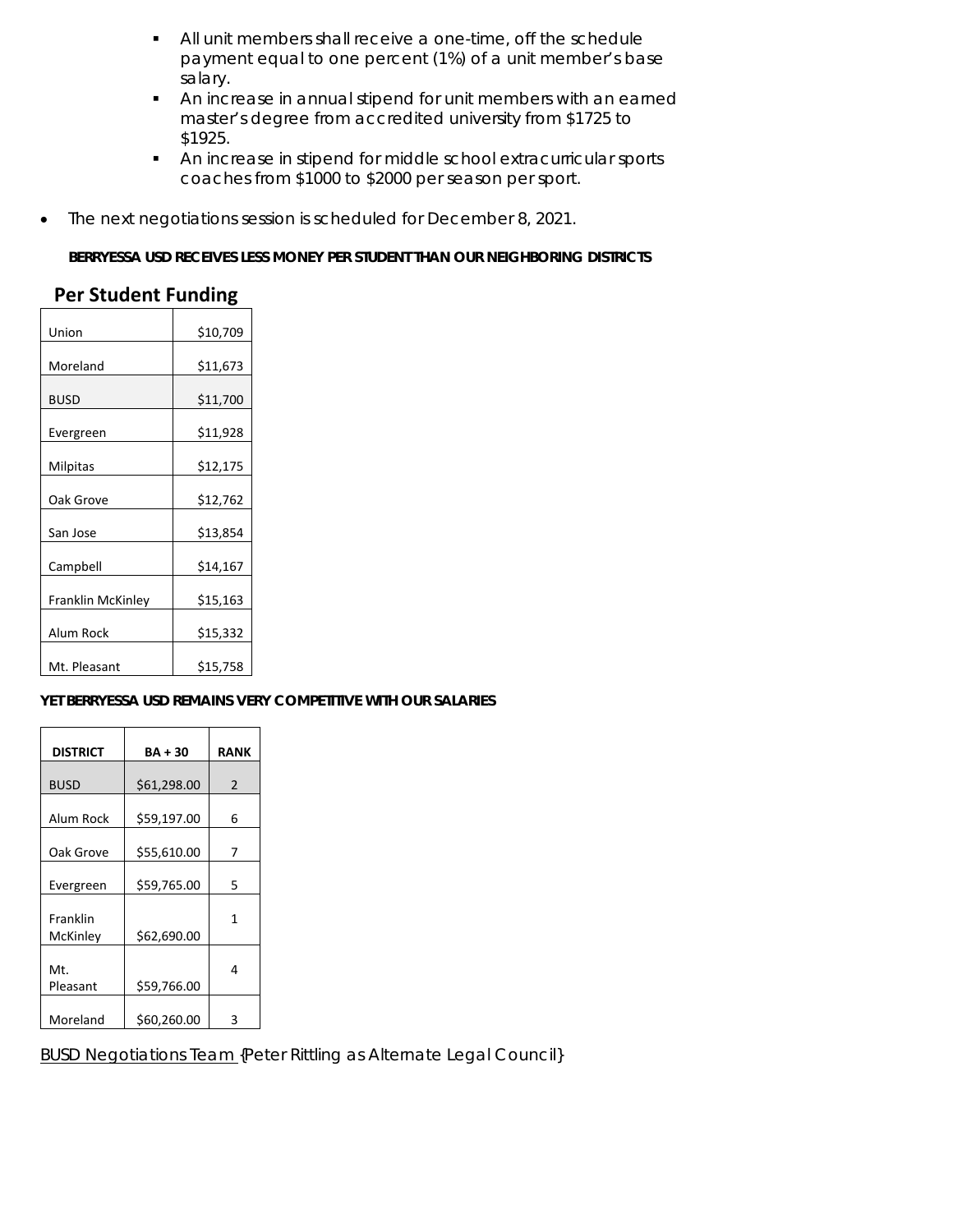- All unit members shall receive a one-time, off the schedule payment equal to one percent (1%) of a unit member's base salary.
- An increase in annual stipend for unit members with an earned master's degree from accredited university from $1725 to $1925.
- An increase in stipend for middle school extracurricular sports coaches from $1000 to $2000 per season per sport.

- The next negotiations session is scheduled for December 8, 2021.

**BERRYESSA USD RECEIVES LESS MONEY PER STUDENT THAN OUR NEIGHBORING DISTRICTS**

**Per Student Funding**

| | |
|---|---|
| Union | $10,709 |
| Moreland | $11,673 |
| BUSD | $11,700 |
| Evergreen | $11,928 |
| Milpitas | $12,175 |
| Oak Grove | $12,762 |
| San Jose | $13,854 |
| Campbell | $14,167 |
| Franklin McKinley | $15,163 |
| Alum Rock | $15,332 |
| Mt. Pleasant | $15,758 |

**YET BERRYESSA USD REMAINS VERY COMPETITIVE WITH OUR SALARIES**

| DISTRICT | BA + 30 | RANK |
|---|---|---|
| BUSD | $61,298.00 | 2 |
| Alum Rock | $59,197.00 | 6 |
| Oak Grove | $55,610.00 | 7 |
| Evergreen | $59,765.00 | 5 |
| Franklin McKinley | $62,690.00 | 1 |
| Mt. Pleasant | $59,766.00 | 4 |
| Moreland | $60,260.00 | 3 |

BUSD Negotiations Team {Peter Rittling as Alternate Legal Council}